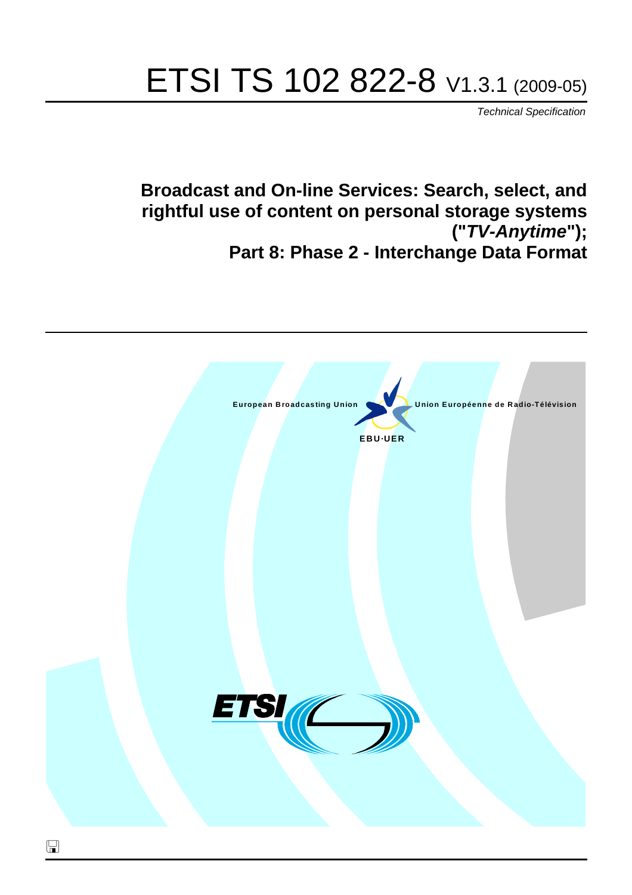# ETSI TS 102 822-8 V1.3.1 (2009-05)

*Technical Specification*

## Broadcast and On-line Services: Search, select, and rightful use of content on personal storage systems ("*TV-Anytime*"); Part 8: Phase 2 - Interchange Data Format

European Broadcasting Union

Union Européenne de Radio-Télévision

EBU·UER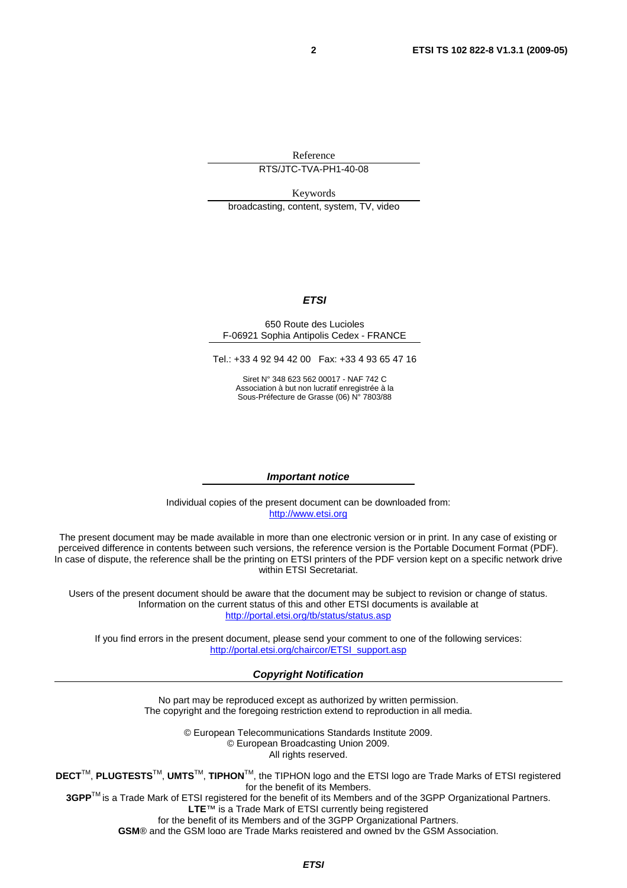Reference

RTS/JTC-TVA-PH1-40-08

Keywords

broadcasting, content, system, TV, video

***ETSI***

650 Route des Lucioles
F-06921 Sophia Antipolis Cedex - FRANCE

Tel.: +33 4 92 94 42 00 Fax: +33 4 93 65 47 16

Siret N° 348 623 562 00017 - NAF 742 C
Association à but non lucratif enregistrée à la
Sous-Préfecture de Grasse (06) N° 7803/88

***Important notice***

Individual copies of the present document can be downloaded from:
http://www.etsi.org

The present document may be made available in more than one electronic version or in print. In any case of existing or perceived difference in contents between such versions, the reference version is the Portable Document Format (PDF). In case of dispute, the reference shall be the printing on ETSI printers of the PDF version kept on a specific network drive within ETSI Secretariat.

Users of the present document should be aware that the document may be subject to revision or change of status. Information on the current status of this and other ETSI documents is available at
http://portal.etsi.org/tb/status/status.asp

If you find errors in the present document, please send your comment to one of the following services:
http://portal.etsi.org/chaircor/ETSI_support.asp

***Copyright Notification***

No part may be reproduced except as authorized by written permission.
The copyright and the foregoing restriction extend to reproduction in all media.

© European Telecommunications Standards Institute 2009.
© European Broadcasting Union 2009.
All rights reserved.

**DECT**TM, **PLUGTESTS**TM, **UMTS**TM, **TIPHON**TM, the TIPHON logo and the ETSI logo are Trade Marks of ETSI registered for the benefit of its Members.
**3GPP**TM is a Trade Mark of ETSI registered for the benefit of its Members and of the 3GPP Organizational Partners.
**LTE**™ is a Trade Mark of ETSI currently being registered
for the benefit of its Members and of the 3GPP Organizational Partners.
**GSM**® and the GSM logo are Trade Marks registered and owned by the GSM Association.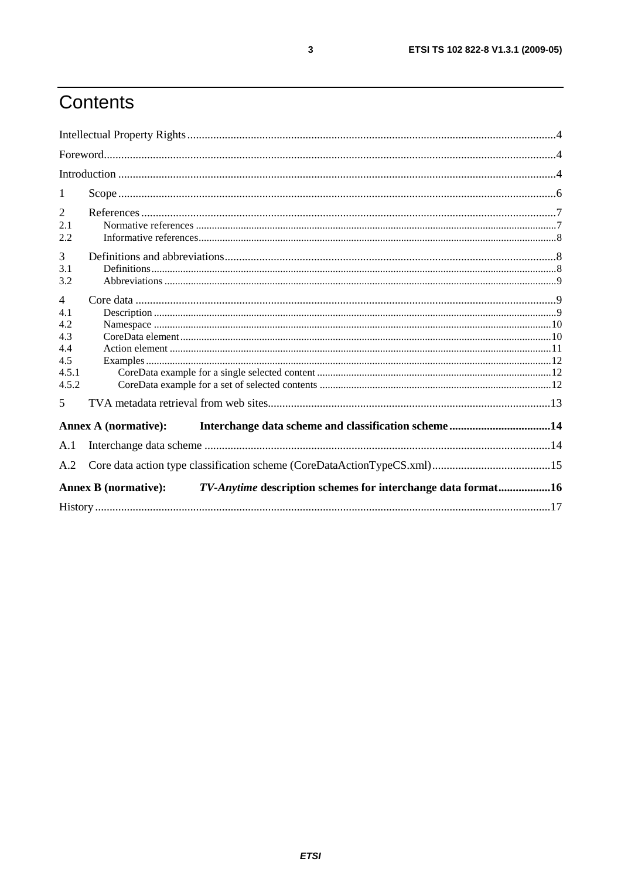# Contents

Intellectual Property Rights ....................................................................................................................................4

Foreword.......................................................................................................................................................................4

Introduction ..................................................................................................................................................................4

1 Scope ......................................................................................................................................................................6

2 References ..............................................................................................................................................................7

2.1 Normative references ..........................................................................................................................................7

2.2 Informative references.........................................................................................................................................8

3 Definitions and abbreviations..................................................................................................................................8

3.1 Definitions............................................................................................................................................................8

3.2 Abbreviations .......................................................................................................................................................9

4 Core data .................................................................................................................................................................9

4.1 Description ...........................................................................................................................................................9

4.2 Namespace ..........................................................................................................................................................10

4.3 CoreData element...............................................................................................................................................10

4.4 Action element ....................................................................................................................................................11

4.5 Examples ............................................................................................................................................................12

4.5.1 CoreData example for a single selected content .........................................................................................12

4.5.2 CoreData example for a set of selected contents ........................................................................................12

5 TVA metadata retrieval from web sites..................................................................................................................13

**Annex A (normative): Interchange data scheme and classification scheme ...................................14**

A.1 Interchange data scheme .......................................................................................................................................14

A.2 Core data action type classification scheme (CoreDataActionTypeCS.xml).........................................................15

**Annex B (normative): *TV-Anytime* description schemes for interchange data format..................16**

History .........................................................................................................................................................................17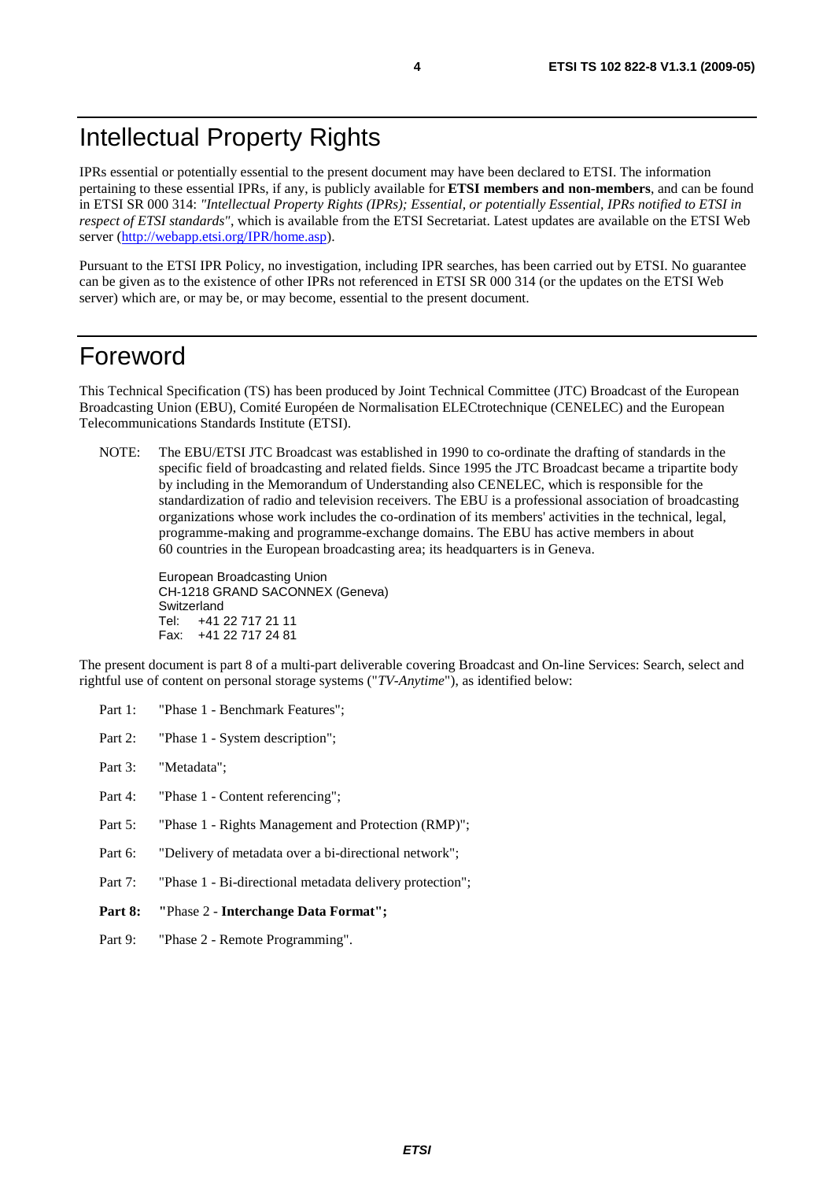# Intellectual Property Rights

IPRs essential or potentially essential to the present document may have been declared to ETSI. The information pertaining to these essential IPRs, if any, is publicly available for **ETSI members and non-members**, and can be found in ETSI SR 000 314: *"Intellectual Property Rights (IPRs); Essential, or potentially Essential, IPRs notified to ETSI in respect of ETSI standards"*, which is available from the ETSI Secretariat. Latest updates are available on the ETSI Web server (http://webapp.etsi.org/IPR/home.asp).

Pursuant to the ETSI IPR Policy, no investigation, including IPR searches, has been carried out by ETSI. No guarantee can be given as to the existence of other IPRs not referenced in ETSI SR 000 314 (or the updates on the ETSI Web server) which are, or may be, or may become, essential to the present document.

# Foreword

This Technical Specification (TS) has been produced by Joint Technical Committee (JTC) Broadcast of the European Broadcasting Union (EBU), Comité Européen de Normalisation ELECtrotechnique (CENELEC) and the European Telecommunications Standards Institute (ETSI).

NOTE: The EBU/ETSI JTC Broadcast was established in 1990 to co-ordinate the drafting of standards in the specific field of broadcasting and related fields. Since 1995 the JTC Broadcast became a tripartite body by including in the Memorandum of Understanding also CENELEC, which is responsible for the standardization of radio and television receivers. The EBU is a professional association of broadcasting organizations whose work includes the co-ordination of its members' activities in the technical, legal, programme-making and programme-exchange domains. The EBU has active members in about 60 countries in the European broadcasting area; its headquarters is in Geneva.

European Broadcasting Union
CH-1218 GRAND SACONNEX (Geneva)
Switzerland
Tel: +41 22 717 21 11
Fax: +41 22 717 24 81

The present document is part 8 of a multi-part deliverable covering Broadcast and On-line Services: Search, select and rightful use of content on personal storage systems ("*TV-Anytime*"), as identified below:

Part 1: "Phase 1 - Benchmark Features";

Part 2: "Phase 1 - System description";

Part 3: "Metadata";

Part 4: "Phase 1 - Content referencing";

Part 5: "Phase 1 - Rights Management and Protection (RMP)";

Part 6: "Delivery of metadata over a bi-directional network";

Part 7: "Phase 1 - Bi-directional metadata delivery protection";

**Part 8: "**Phase 2 - **Interchange Data Format";**

Part 9: "Phase 2 - Remote Programming".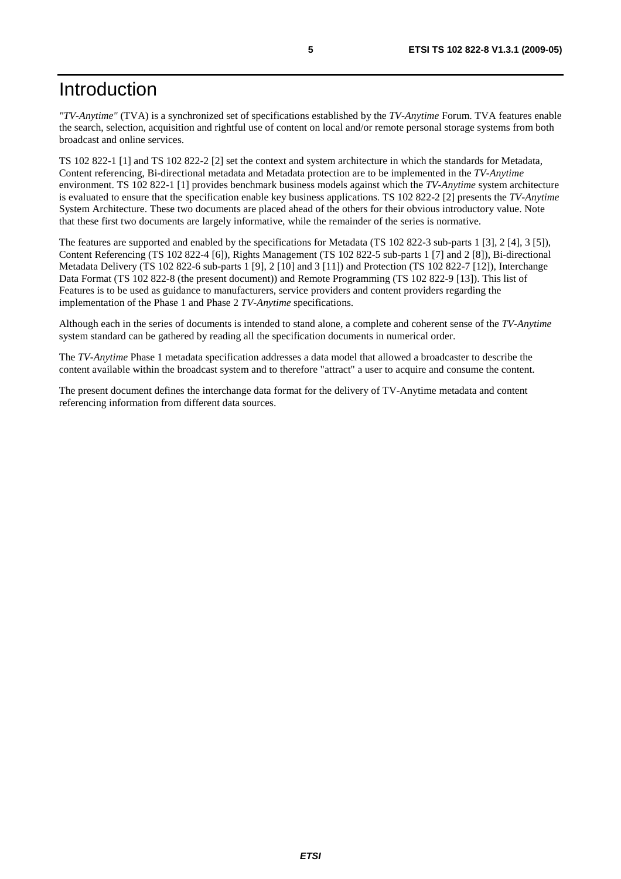# Introduction

*"TV-Anytime"* (TVA) is a synchronized set of specifications established by the *TV-Anytime* Forum. TVA features enable the search, selection, acquisition and rightful use of content on local and/or remote personal storage systems from both broadcast and online services.

TS 102 822-1 [1] and TS 102 822-2 [2] set the context and system architecture in which the standards for Metadata, Content referencing, Bi-directional metadata and Metadata protection are to be implemented in the *TV-Anytime* environment. TS 102 822-1 [1] provides benchmark business models against which the *TV-Anytime* system architecture is evaluated to ensure that the specification enable key business applications. TS 102 822-2 [2] presents the *TV-Anytime* System Architecture. These two documents are placed ahead of the others for their obvious introductory value. Note that these first two documents are largely informative, while the remainder of the series is normative.

The features are supported and enabled by the specifications for Metadata (TS 102 822-3 sub-parts 1 [3], 2 [4], 3 [5]), Content Referencing (TS 102 822-4 [6]), Rights Management (TS 102 822-5 sub-parts 1 [7] and 2 [8]), Bi-directional Metadata Delivery (TS 102 822-6 sub-parts 1 [9], 2 [10] and 3 [11]) and Protection (TS 102 822-7 [12]), Interchange Data Format (TS 102 822-8 (the present document)) and Remote Programming (TS 102 822-9 [13]). This list of Features is to be used as guidance to manufacturers, service providers and content providers regarding the implementation of the Phase 1 and Phase 2 *TV-Anytime* specifications.

Although each in the series of documents is intended to stand alone, a complete and coherent sense of the *TV-Anytime* system standard can be gathered by reading all the specification documents in numerical order.

The *TV-Anytime* Phase 1 metadata specification addresses a data model that allowed a broadcaster to describe the content available within the broadcast system and to therefore "attract" a user to acquire and consume the content.

The present document defines the interchange data format for the delivery of TV-Anytime metadata and content referencing information from different data sources.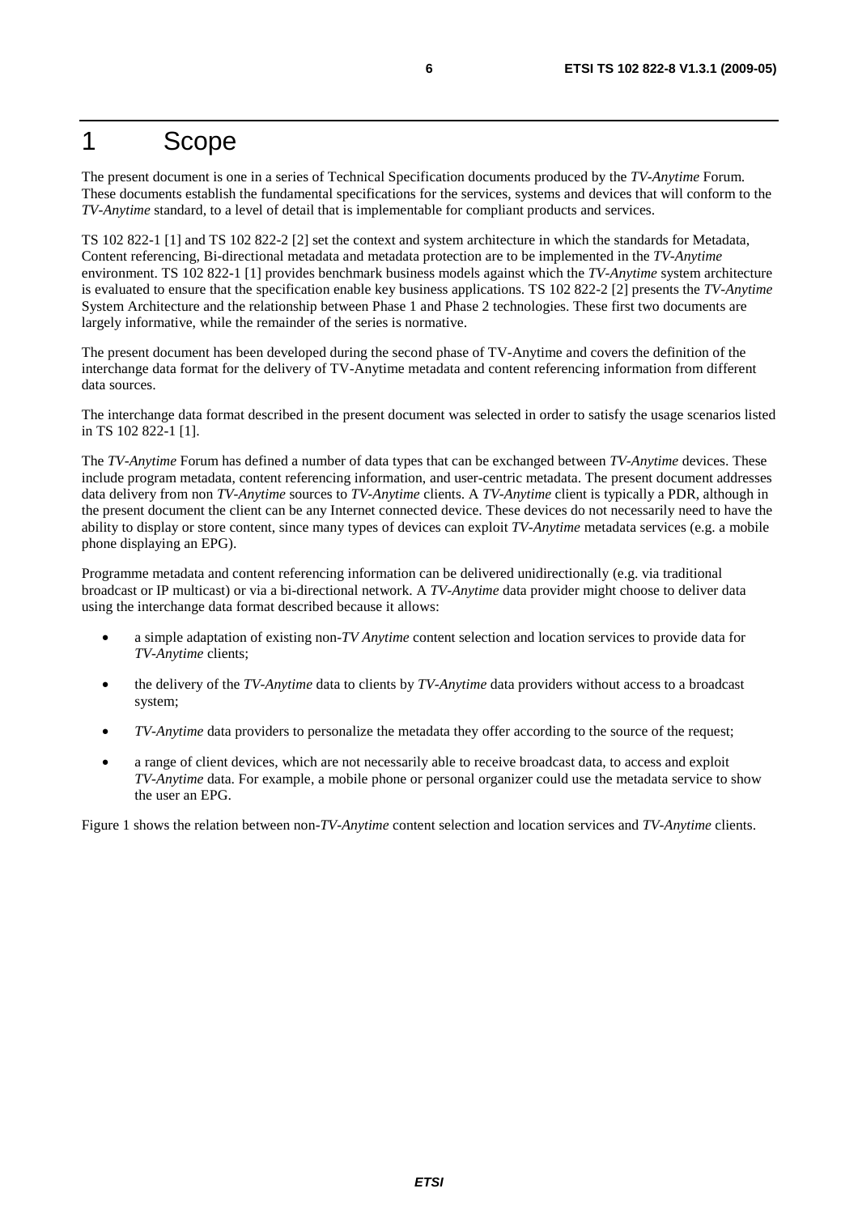# 1 Scope

The present document is one in a series of Technical Specification documents produced by the *TV-Anytime* Forum. These documents establish the fundamental specifications for the services, systems and devices that will conform to the *TV-Anytime* standard, to a level of detail that is implementable for compliant products and services.

TS 102 822-1 [1] and TS 102 822-2 [2] set the context and system architecture in which the standards for Metadata, Content referencing, Bi-directional metadata and metadata protection are to be implemented in the *TV-Anytime* environment. TS 102 822-1 [1] provides benchmark business models against which the *TV-Anytime* system architecture is evaluated to ensure that the specification enable key business applications. TS 102 822-2 [2] presents the *TV-Anytime* System Architecture and the relationship between Phase 1 and Phase 2 technologies. These first two documents are largely informative, while the remainder of the series is normative.

The present document has been developed during the second phase of TV-Anytime and covers the definition of the interchange data format for the delivery of TV-Anytime metadata and content referencing information from different data sources.

The interchange data format described in the present document was selected in order to satisfy the usage scenarios listed in TS 102 822-1 [1].

The *TV-Anytime* Forum has defined a number of data types that can be exchanged between *TV-Anytime* devices. These include program metadata, content referencing information, and user-centric metadata. The present document addresses data delivery from non *TV-Anytime* sources to *TV-Anytime* clients. A *TV-Anytime* client is typically a PDR, although in the present document the client can be any Internet connected device. These devices do not necessarily need to have the ability to display or store content, since many types of devices can exploit *TV-Anytime* metadata services (e.g. a mobile phone displaying an EPG).

Programme metadata and content referencing information can be delivered unidirectionally (e.g. via traditional broadcast or IP multicast) or via a bi-directional network. A *TV-Anytime* data provider might choose to deliver data using the interchange data format described because it allows:

- a simple adaptation of existing non-*TV Anytime* content selection and location services to provide data for *TV-Anytime* clients;
- the delivery of the *TV-Anytime* data to clients by *TV-Anytime* data providers without access to a broadcast system;
- *TV-Anytime* data providers to personalize the metadata they offer according to the source of the request;
- a range of client devices, which are not necessarily able to receive broadcast data, to access and exploit *TV-Anytime* data. For example, a mobile phone or personal organizer could use the metadata service to show the user an EPG.

Figure 1 shows the relation between non-*TV-Anytime* content selection and location services and *TV-Anytime* clients.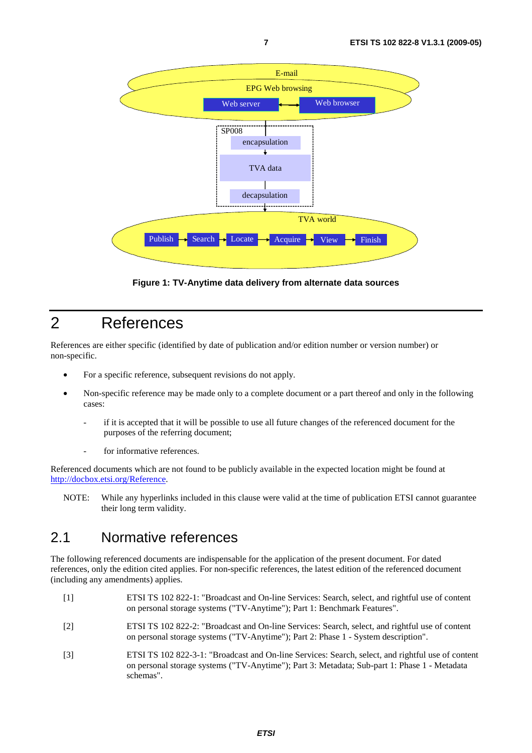Figure 1: TV-Anytime data delivery from alternate data sources

# 2 References

References are either specific (identified by date of publication and/or edition number or version number) or non-specific.

- For a specific reference, subsequent revisions do not apply.
- Non-specific reference may be made only to a complete document or a part thereof and only in the following cases:
  - if it is accepted that it will be possible to use all future changes of the referenced document for the purposes of the referring document;
  - for informative references.

Referenced documents which are not found to be publicly available in the expected location might be found at http://docbox.etsi.org/Reference.

NOTE: While any hyperlinks included in this clause were valid at the time of publication ETSI cannot guarantee their long term validity.

## 2.1 Normative references

The following referenced documents are indispensable for the application of the present document. For dated references, only the edition cited applies. For non-specific references, the latest edition of the referenced document (including any amendments) applies.

[1] ETSI TS 102 822-1: "Broadcast and On-line Services: Search, select, and rightful use of content on personal storage systems ("TV-Anytime"); Part 1: Benchmark Features".

[2] ETSI TS 102 822-2: "Broadcast and On-line Services: Search, select, and rightful use of content on personal storage systems ("TV-Anytime"); Part 2: Phase 1 - System description".

[3] ETSI TS 102 822-3-1: "Broadcast and On-line Services: Search, select, and rightful use of content on personal storage systems ("TV-Anytime"); Part 3: Metadata; Sub-part 1: Phase 1 - Metadata schemas".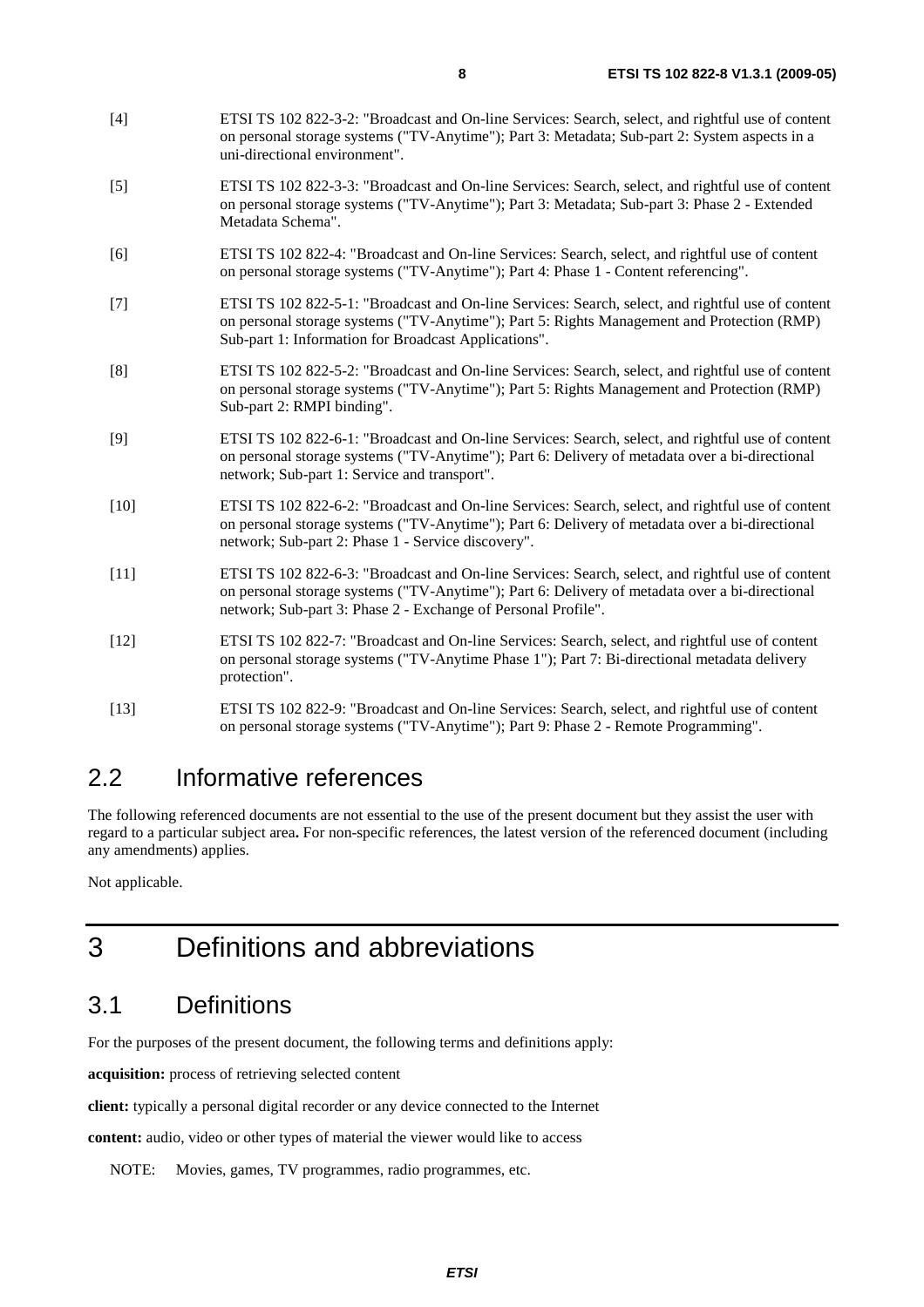[4] ETSI TS 102 822-3-2: "Broadcast and On-line Services: Search, select, and rightful use of content on personal storage systems ("TV-Anytime"); Part 3: Metadata; Sub-part 2: System aspects in a uni-directional environment".

[5] ETSI TS 102 822-3-3: "Broadcast and On-line Services: Search, select, and rightful use of content on personal storage systems ("TV-Anytime"); Part 3: Metadata; Sub-part 3: Phase 2 - Extended Metadata Schema".

[6] ETSI TS 102 822-4: "Broadcast and On-line Services: Search, select, and rightful use of content on personal storage systems ("TV-Anytime"); Part 4: Phase 1 - Content referencing".

[7] ETSI TS 102 822-5-1: "Broadcast and On-line Services: Search, select, and rightful use of content on personal storage systems ("TV-Anytime"); Part 5: Rights Management and Protection (RMP) Sub-part 1: Information for Broadcast Applications".

[8] ETSI TS 102 822-5-2: "Broadcast and On-line Services: Search, select, and rightful use of content on personal storage systems ("TV-Anytime"); Part 5: Rights Management and Protection (RMP) Sub-part 2: RMPI binding".

[9] ETSI TS 102 822-6-1: "Broadcast and On-line Services: Search, select, and rightful use of content on personal storage systems ("TV-Anytime"); Part 6: Delivery of metadata over a bi-directional network; Sub-part 1: Service and transport".

[10] ETSI TS 102 822-6-2: "Broadcast and On-line Services: Search, select, and rightful use of content on personal storage systems ("TV-Anytime"); Part 6: Delivery of metadata over a bi-directional network; Sub-part 2: Phase 1 - Service discovery".

[11] ETSI TS 102 822-6-3: "Broadcast and On-line Services: Search, select, and rightful use of content on personal storage systems ("TV-Anytime"); Part 6: Delivery of metadata over a bi-directional network; Sub-part 3: Phase 2 - Exchange of Personal Profile".

[12] ETSI TS 102 822-7: "Broadcast and On-line Services: Search, select, and rightful use of content on personal storage systems ("TV-Anytime Phase 1"); Part 7: Bi-directional metadata delivery protection".

[13] ETSI TS 102 822-9: "Broadcast and On-line Services: Search, select, and rightful use of content on personal storage systems ("TV-Anytime"); Part 9: Phase 2 - Remote Programming".

## 2.2 Informative references

The following referenced documents are not essential to the use of the present document but they assist the user with regard to a particular subject area**.** For non-specific references, the latest version of the referenced document (including any amendments) applies.

Not applicable.

# 3 Definitions and abbreviations

## 3.1 Definitions

For the purposes of the present document, the following terms and definitions apply:

**acquisition:** process of retrieving selected content

**client:** typically a personal digital recorder or any device connected to the Internet

**content:** audio, video or other types of material the viewer would like to access

NOTE: Movies, games, TV programmes, radio programmes, etc.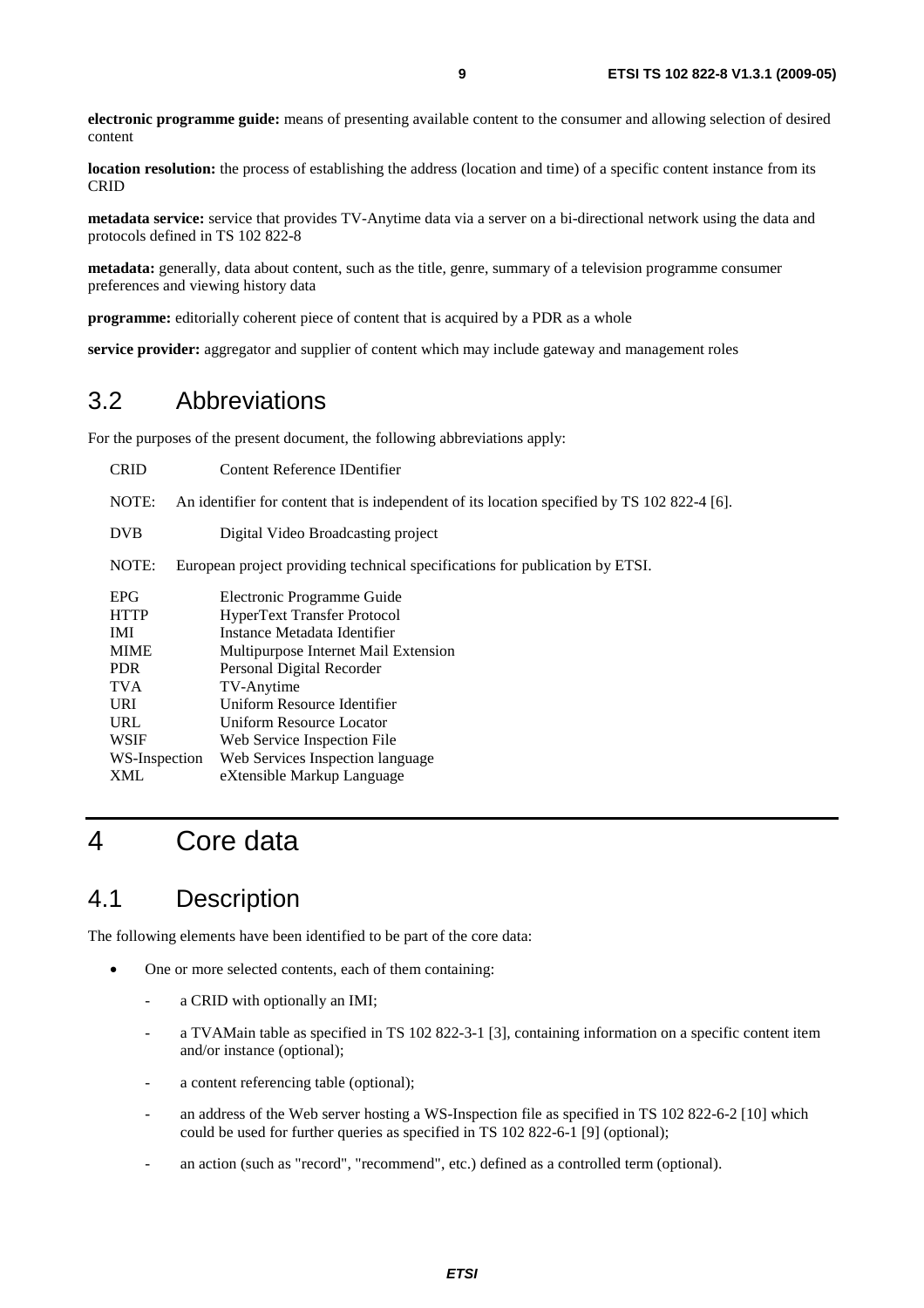**electronic programme guide:** means of presenting available content to the consumer and allowing selection of desired content

**location resolution:** the process of establishing the address (location and time) of a specific content instance from its CRID

**metadata service:** service that provides TV-Anytime data via a server on a bi-directional network using the data and protocols defined in TS 102 822-8

**metadata:** generally, data about content, such as the title, genre, summary of a television programme consumer preferences and viewing history data

**programme:** editorially coherent piece of content that is acquired by a PDR as a whole

**service provider:** aggregator and supplier of content which may include gateway and management roles

## 3.2 Abbreviations

For the purposes of the present document, the following abbreviations apply:

CRID Content Reference IDentifier

NOTE: An identifier for content that is independent of its location specified by TS 102 822-4 [6].

DVB Digital Video Broadcasting project

NOTE: European project providing technical specifications for publication by ETSI.

EPG Electronic Programme Guide
HTTP HyperText Transfer Protocol
IMI Instance Metadata Identifier
MIME Multipurpose Internet Mail Extension
PDR Personal Digital Recorder
TVA TV-Anytime
URI Uniform Resource Identifier
URL Uniform Resource Locator
WSIF Web Service Inspection File
WS-Inspection Web Services Inspection language
XML eXtensible Markup Language

# 4 Core data

## 4.1 Description

The following elements have been identified to be part of the core data:

- One or more selected contents, each of them containing:
  - a CRID with optionally an IMI;
  - a TVAMain table as specified in TS 102 822-3-1 [3], containing information on a specific content item and/or instance (optional);
  - a content referencing table (optional);
  - an address of the Web server hosting a WS-Inspection file as specified in TS 102 822-6-2 [10] which could be used for further queries as specified in TS 102 822-6-1 [9] (optional);
  - an action (such as "record", "recommend", etc.) defined as a controlled term (optional).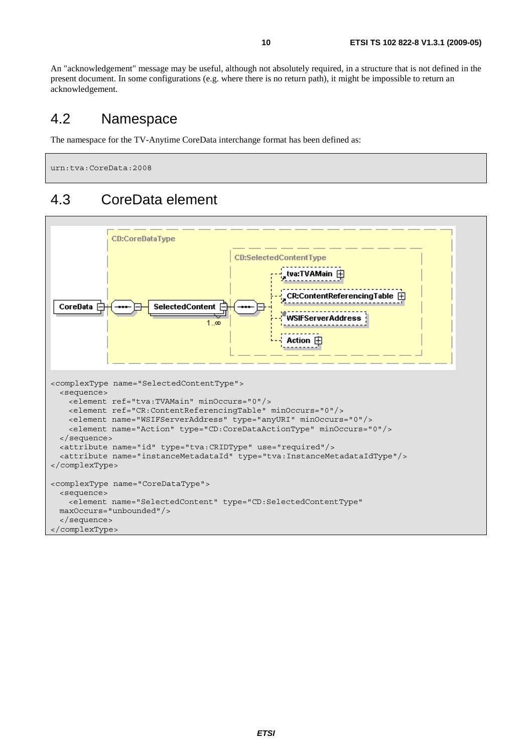An "acknowledgement" message may be useful, although not absolutely required, in a structure that is not defined in the present document. In some configurations (e.g. where there is no return path), it might be impossible to return an acknowledgement.

## 4.2 Namespace

The namespace for the TV-Anytime CoreData interchange format has been defined as:

```
urn:tva:CoreData:2008
```

## 4.3 CoreData element

```
<complexType name="SelectedContentType">
  <sequence>
    <element ref="tva:TVAMain" minOccurs="0"/>
    <element ref="CR:ContentReferencingTable" minOccurs="0"/>
    <element name="WSIFServerAddress" type="anyURI" minOccurs="0"/>
    <element name="Action" type="CD:CoreDataActionType" minOccurs="0"/>
  </sequence>
  <attribute name="id" type="tva:CRIDType" use="required"/>
  <attribute name="instanceMetadataId" type="tva:InstanceMetadataIdType"/>
</complexType>

<complexType name="CoreDataType">
  <sequence>
    <element name="SelectedContent" type="CD:SelectedContentType"
  maxOccurs="unbounded"/>
  </sequence>
</complexType>
```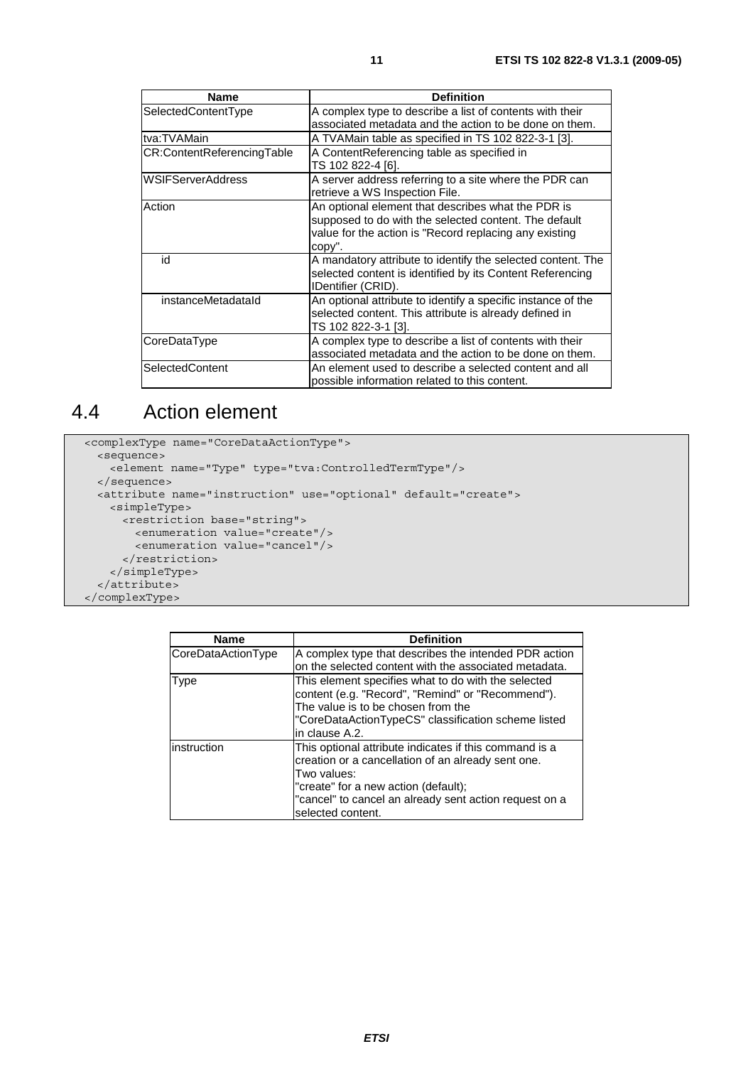| Name | Definition |
| --- | --- |
| SelectedContentType | A complex type to describe a list of contents with their associated metadata and the action to be done on them. |
| tva:TVAMain | A TVAMain table as specified in TS 102 822-3-1 [3]. |
| CR:ContentReferencingTable | A ContentReferencing table as specified in TS 102 822-4 [6]. |
| WSIFServerAddress | A server address referring to a site where the PDR can retrieve a WS Inspection File. |
| Action | An optional element that describes what the PDR is supposed to do with the selected content. The default value for the action is "Record replacing any existing copy". |
| id | A mandatory attribute to identify the selected content. The selected content is identified by its Content Referencing IDentifier (CRID). |
| instanceMetadataId | An optional attribute to identify a specific instance of the selected content. This attribute is already defined in TS 102 822-3-1 [3]. |
| CoreDataType | A complex type to describe a list of contents with their associated metadata and the action to be done on them. |
| SelectedContent | An element used to describe a selected content and all possible information related to this content. |

## 4.4 Action element

```
<complexType name="CoreDataActionType">
  <sequence>
    <element name="Type" type="tva:ControlledTermType"/>
  </sequence>
  <attribute name="instruction" use="optional" default="create">
    <simpleType>
      <restriction base="string">
        <enumeration value="create"/>
        <enumeration value="cancel"/>
      </restriction>
    </simpleType>
  </attribute>
</complexType>
```

| Name | Definition |
| --- | --- |
| CoreDataActionType | A complex type that describes the intended PDR action on the selected content with the associated metadata. |
| Type | This element specifies what to do with the selected content (e.g. "Record", "Remind" or "Recommend"). The value is to be chosen from the "CoreDataActionTypeCS" classification scheme listed in clause A.2. |
| instruction | This optional attribute indicates if this command is a creation or a cancellation of an already sent one. Two values: "create" for a new action (default); "cancel" to cancel an already sent action request on a selected content. |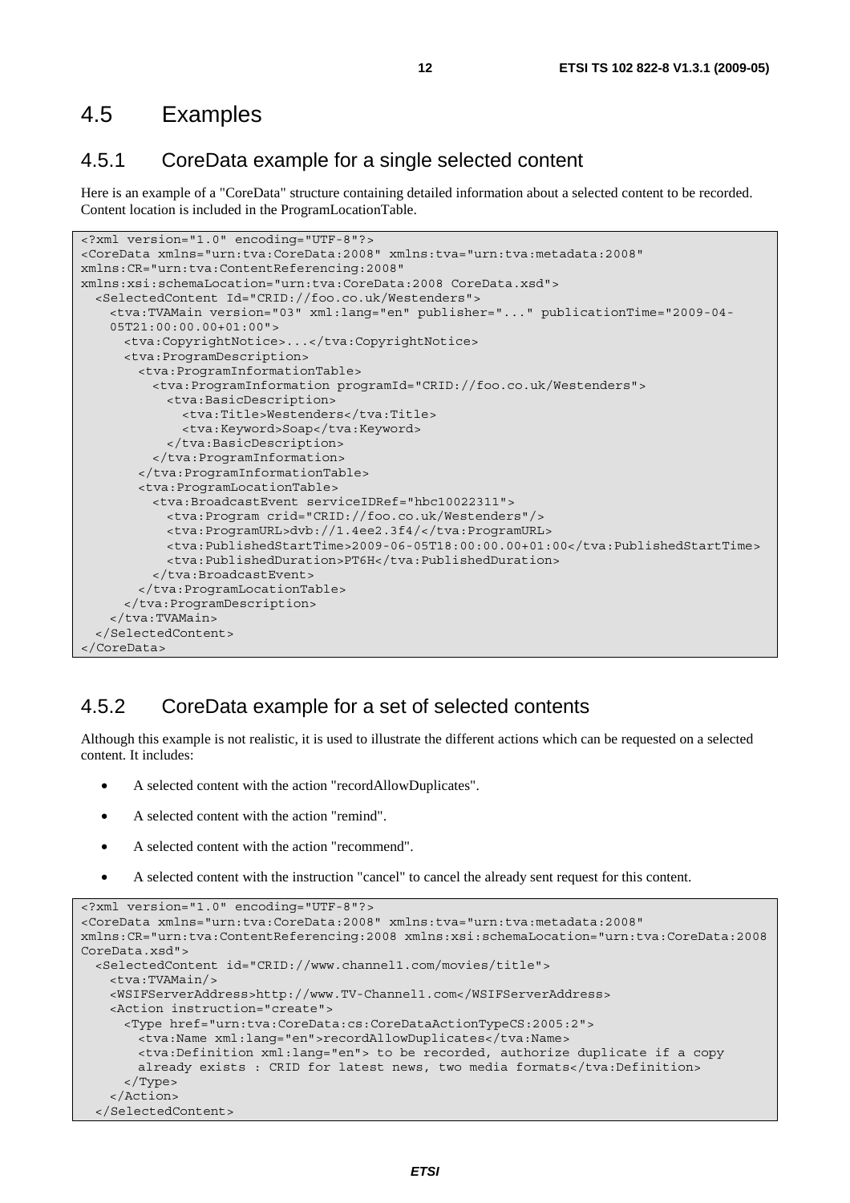## 4.5 Examples

### 4.5.1 CoreData example for a single selected content

Here is an example of a "CoreData" structure containing detailed information about a selected content to be recorded. Content location is included in the ProgramLocationTable.

```
<?xml version="1.0" encoding="UTF-8"?>
<CoreData xmlns="urn:tva:CoreData:2008" xmlns:tva="urn:tva:metadata:2008"
xmlns:CR="urn:tva:ContentReferencing:2008"
xmlns:xsi:schemaLocation="urn:tva:CoreData:2008 CoreData.xsd">
  <SelectedContent Id="CRID://foo.co.uk/Westenders">
    <tva:TVAMain version="03" xml:lang="en" publisher="..." publicationTime="2009-04-
    05T21:00:00.00+01:00">
      <tva:CopyrightNotice>...</tva:CopyrightNotice>
      <tva:ProgramDescription>
        <tva:ProgramInformationTable>
          <tva:ProgramInformation programId="CRID://foo.co.uk/Westenders">
            <tva:BasicDescription>
              <tva:Title>Westenders</tva:Title>
              <tva:Keyword>Soap</tva:Keyword>
            </tva:BasicDescription>
          </tva:ProgramInformation>
        </tva:ProgramInformationTable>
        <tva:ProgramLocationTable>
          <tva:BroadcastEvent serviceIDRef="hbc10022311">
            <tva:Program crid="CRID://foo.co.uk/Westenders"/>
            <tva:ProgramURL>dvb://1.4ee2.3f4/</tva:ProgramURL>
            <tva:PublishedStartTime>2009-06-05T18:00:00.00+01:00</tva:PublishedStartTime>
            <tva:PublishedDuration>PT6H</tva:PublishedDuration>
          </tva:BroadcastEvent>
        </tva:ProgramLocationTable>
      </tva:ProgramDescription>
    </tva:TVAMain>
  </SelectedContent>
</CoreData>
```

### 4.5.2 CoreData example for a set of selected contents

Although this example is not realistic, it is used to illustrate the different actions which can be requested on a selected content. It includes:

- A selected content with the action "recordAllowDuplicates".
- A selected content with the action "remind".
- A selected content with the action "recommend".
- A selected content with the instruction "cancel" to cancel the already sent request for this content.

```
<?xml version="1.0" encoding="UTF-8"?>
<CoreData xmlns="urn:tva:CoreData:2008" xmlns:tva="urn:tva:metadata:2008"
xmlns:CR="urn:tva:ContentReferencing:2008 xmlns:xsi:schemaLocation="urn:tva:CoreData:2008
CoreData.xsd">
  <SelectedContent id="CRID://www.channel1.com/movies/title">
    <tva:TVAMain/>
    <WSIFServerAddress>http://www.TV-Channel1.com</WSIFServerAddress>
    <Action instruction="create">
      <Type href="urn:tva:CoreData:cs:CoreDataActionTypeCS:2005:2">
        <tva:Name xml:lang="en">recordAllowDuplicates</tva:Name>
        <tva:Definition xml:lang="en"> to be recorded, authorize duplicate if a copy
        already exists : CRID for latest news, two media formats</tva:Definition>
      </Type>
    </Action>
  </SelectedContent>
```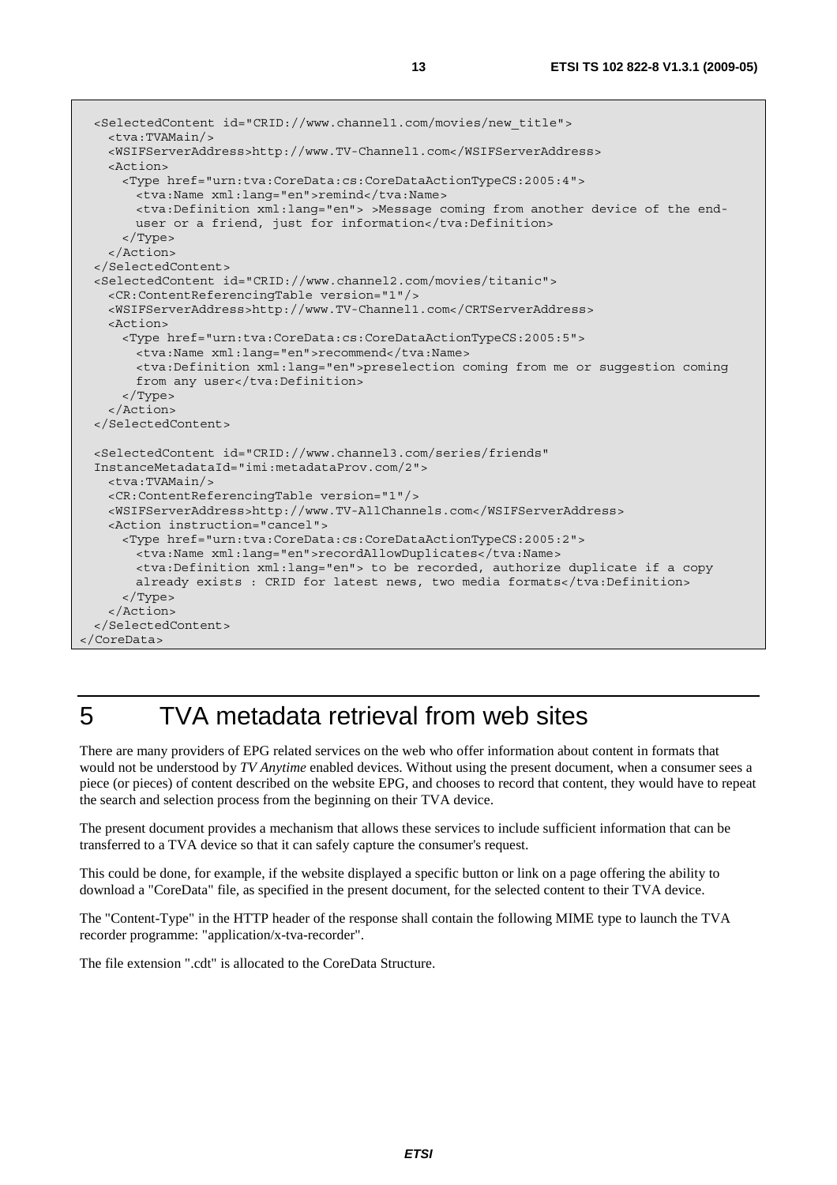```
  <SelectedContent id="CRID://www.channel1.com/movies/new_title">
    <tva:TVAMain/>
    <WSIFServerAddress>http://www.TV-Channel1.com</WSIFServerAddress>
    <Action>
      <Type href="urn:tva:CoreData:cs:CoreDataActionTypeCS:2005:4">
        <tva:Name xml:lang="en">remind</tva:Name>
        <tva:Definition xml:lang="en"> >Message coming from another device of the end-
        user or a friend, just for information</tva:Definition>
      </Type>
    </Action>
  </SelectedContent>
  <SelectedContent id="CRID://www.channel2.com/movies/titanic">
    <CR:ContentReferencingTable version="1"/>
    <WSIFServerAddress>http://www.TV-Channel1.com</CRTServerAddress>
    <Action>
      <Type href="urn:tva:CoreData:cs:CoreDataActionTypeCS:2005:5">
        <tva:Name xml:lang="en">recommend</tva:Name>
        <tva:Definition xml:lang="en">preselection coming from me or suggestion coming
        from any user</tva:Definition>
      </Type>
    </Action>
  </SelectedContent>

  <SelectedContent id="CRID://www.channel3.com/series/friends"
  InstanceMetadataId="imi:metadataProv.com/2">
    <tva:TVAMain/>
    <CR:ContentReferencingTable version="1"/>
    <WSIFServerAddress>http://www.TV-AllChannels.com</WSIFServerAddress>
    <Action instruction="cancel">
      <Type href="urn:tva:CoreData:cs:CoreDataActionTypeCS:2005:2">
        <tva:Name xml:lang="en">recordAllowDuplicates</tva:Name>
        <tva:Definition xml:lang="en"> to be recorded, authorize duplicate if a copy
        already exists : CRID for latest news, two media formats</tva:Definition>
      </Type>
    </Action>
  </SelectedContent>
</CoreData>
```

# 5 TVA metadata retrieval from web sites

There are many providers of EPG related services on the web who offer information about content in formats that would not be understood by *TV Anytime* enabled devices. Without using the present document, when a consumer sees a piece (or pieces) of content described on the website EPG, and chooses to record that content, they would have to repeat the search and selection process from the beginning on their TVA device.

The present document provides a mechanism that allows these services to include sufficient information that can be transferred to a TVA device so that it can safely capture the consumer's request.

This could be done, for example, if the website displayed a specific button or link on a page offering the ability to download a "CoreData" file, as specified in the present document, for the selected content to their TVA device.

The "Content-Type" in the HTTP header of the response shall contain the following MIME type to launch the TVA recorder programme: "application/x-tva-recorder".

The file extension ".cdt" is allocated to the CoreData Structure.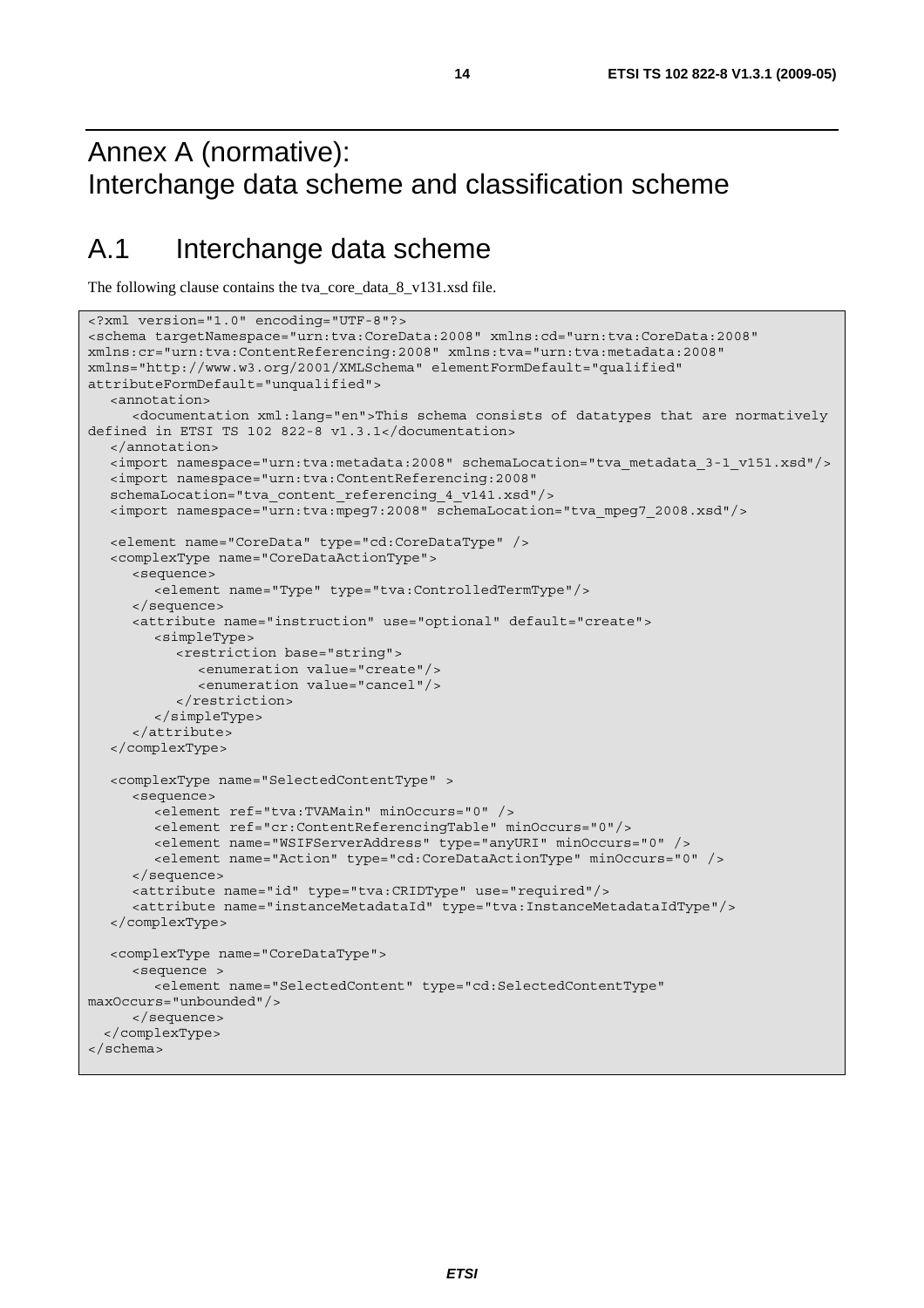# Annex A (normative): Interchange data scheme and classification scheme

## A.1 Interchange data scheme

The following clause contains the tva_core_data_8_v131.xsd file.

```
<?xml version="1.0" encoding="UTF-8"?>
<schema targetNamespace="urn:tva:CoreData:2008" xmlns:cd="urn:tva:CoreData:2008"
xmlns:cr="urn:tva:ContentReferencing:2008" xmlns:tva="urn:tva:metadata:2008"
xmlns="http://www.w3.org/2001/XMLSchema" elementFormDefault="qualified"
attributeFormDefault="unqualified">
   <annotation>
      <documentation xml:lang="en">This schema consists of datatypes that are normatively
defined in ETSI TS 102 822-8 v1.3.1</documentation>
   </annotation>
   <import namespace="urn:tva:metadata:2008" schemaLocation="tva_metadata_3-1_v151.xsd"/>
   <import namespace="urn:tva:ContentReferencing:2008"
   schemaLocation="tva_content_referencing_4_v141.xsd"/>
   <import namespace="urn:tva:mpeg7:2008" schemaLocation="tva_mpeg7_2008.xsd"/>

   <element name="CoreData" type="cd:CoreDataType" />
   <complexType name="CoreDataActionType">
      <sequence>
         <element name="Type" type="tva:ControlledTermType"/>
      </sequence>
      <attribute name="instruction" use="optional" default="create">
         <simpleType>
            <restriction base="string">
               <enumeration value="create"/>
               <enumeration value="cancel"/>
            </restriction>
         </simpleType>
      </attribute>
   </complexType>

   <complexType name="SelectedContentType" >
      <sequence>
         <element ref="tva:TVAMain" minOccurs="0" />
         <element ref="cr:ContentReferencingTable" minOccurs="0"/>
         <element name="WSIFServerAddress" type="anyURI" minOccurs="0" />
         <element name="Action" type="cd:CoreDataActionType" minOccurs="0" />
      </sequence>
      <attribute name="id" type="tva:CRIDType" use="required"/>
      <attribute name="instanceMetadataId" type="tva:InstanceMetadataIdType"/>
   </complexType>

   <complexType name="CoreDataType">
      <sequence >
         <element name="SelectedContent" type="cd:SelectedContentType"
maxOccurs="unbounded"/>
      </sequence>
  </complexType>
</schema>
```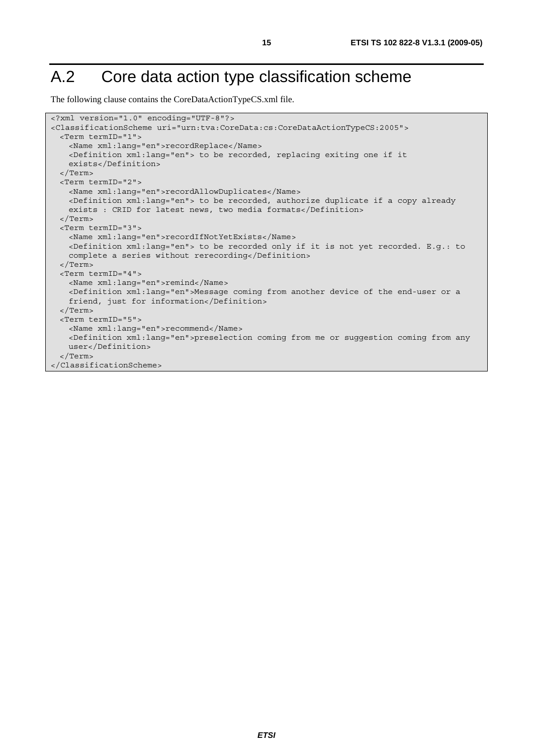# A.2 Core data action type classification scheme

The following clause contains the CoreDataActionTypeCS.xml file.

```
<?xml version="1.0" encoding="UTF-8"?>
<ClassificationScheme uri="urn:tva:CoreData:cs:CoreDataActionTypeCS:2005">
  <Term termID="1">
    <Name xml:lang="en">recordReplace</Name>
    <Definition xml:lang="en"> to be recorded, replacing exiting one if it
    exists</Definition>
  </Term>
  <Term termID="2">
    <Name xml:lang="en">recordAllowDuplicates</Name>
    <Definition xml:lang="en"> to be recorded, authorize duplicate if a copy already
    exists : CRID for latest news, two media formats</Definition>
  </Term>
  <Term termID="3">
    <Name xml:lang="en">recordIfNotYetExists</Name>
    <Definition xml:lang="en"> to be recorded only if it is not yet recorded. E.g.: to
    complete a series without rerecording</Definition>
  </Term>
  <Term termID="4">
    <Name xml:lang="en">remind</Name>
    <Definition xml:lang="en">Message coming from another device of the end-user or a
    friend, just for information</Definition>
  </Term>
  <Term termID="5">
    <Name xml:lang="en">recommend</Name>
    <Definition xml:lang="en">preselection coming from me or suggestion coming from any
    user</Definition>
  </Term>
</ClassificationScheme>
```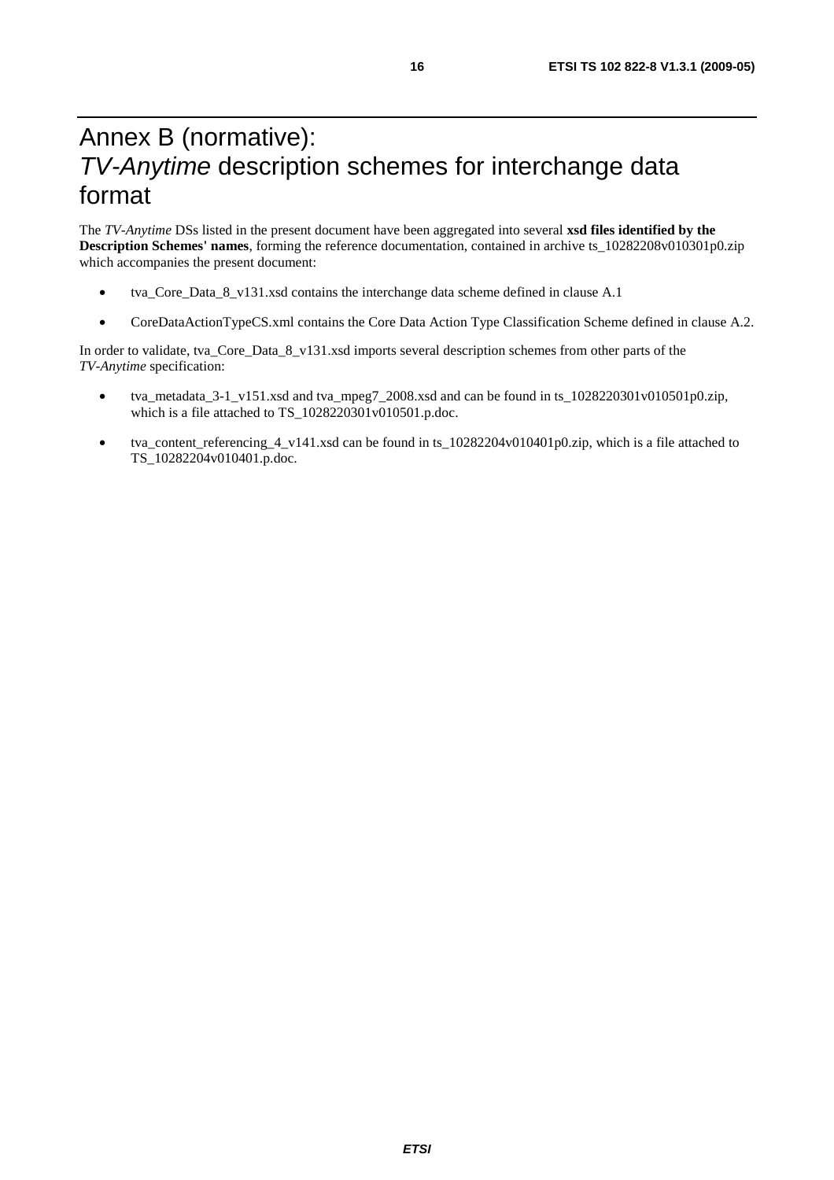# Annex B (normative): *TV-Anytime* description schemes for interchange data format

The *TV-Anytime* DSs listed in the present document have been aggregated into several **xsd files identified by the Description Schemes' names**, forming the reference documentation, contained in archive ts_10282208v010301p0.zip which accompanies the present document:

- tva_Core_Data_8_v131.xsd contains the interchange data scheme defined in clause A.1
- CoreDataActionTypeCS.xml contains the Core Data Action Type Classification Scheme defined in clause A.2.

In order to validate, tva_Core_Data_8_v131.xsd imports several description schemes from other parts of the *TV-Anytime* specification:

- tva_metadata_3-1_v151.xsd and tva_mpeg7_2008.xsd and can be found in ts_1028220301v010501p0.zip, which is a file attached to TS_1028220301v010501.p.doc.
- tva_content_referencing_4_v141.xsd can be found in ts_10282204v010401p0.zip, which is a file attached to TS_10282204v010401.p.doc.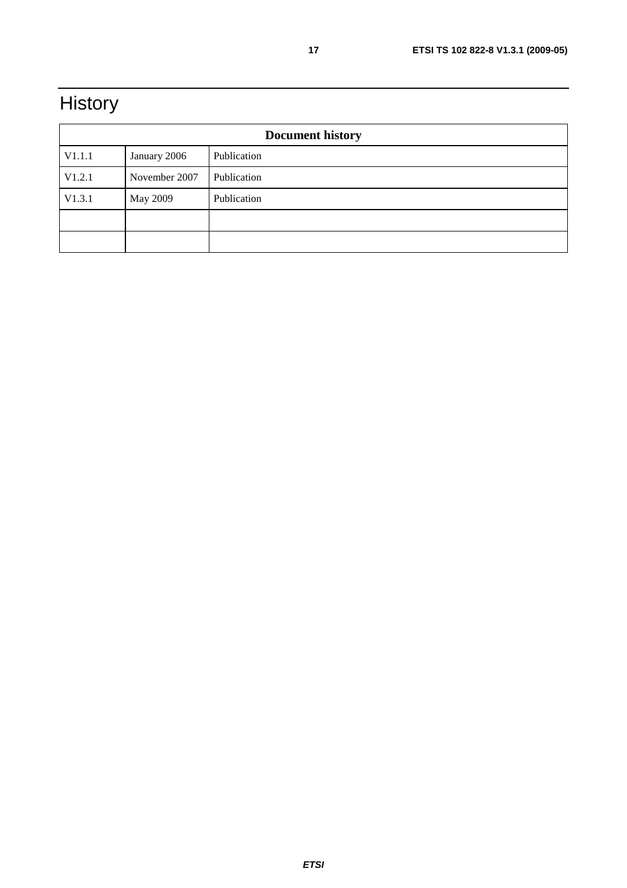# History

| Document history | | |
|---|---|---|
| V1.1.1 | January 2006 | Publication |
| V1.2.1 | November 2007 | Publication |
| V1.3.1 | May 2009 | Publication |
| | | |
| | | |